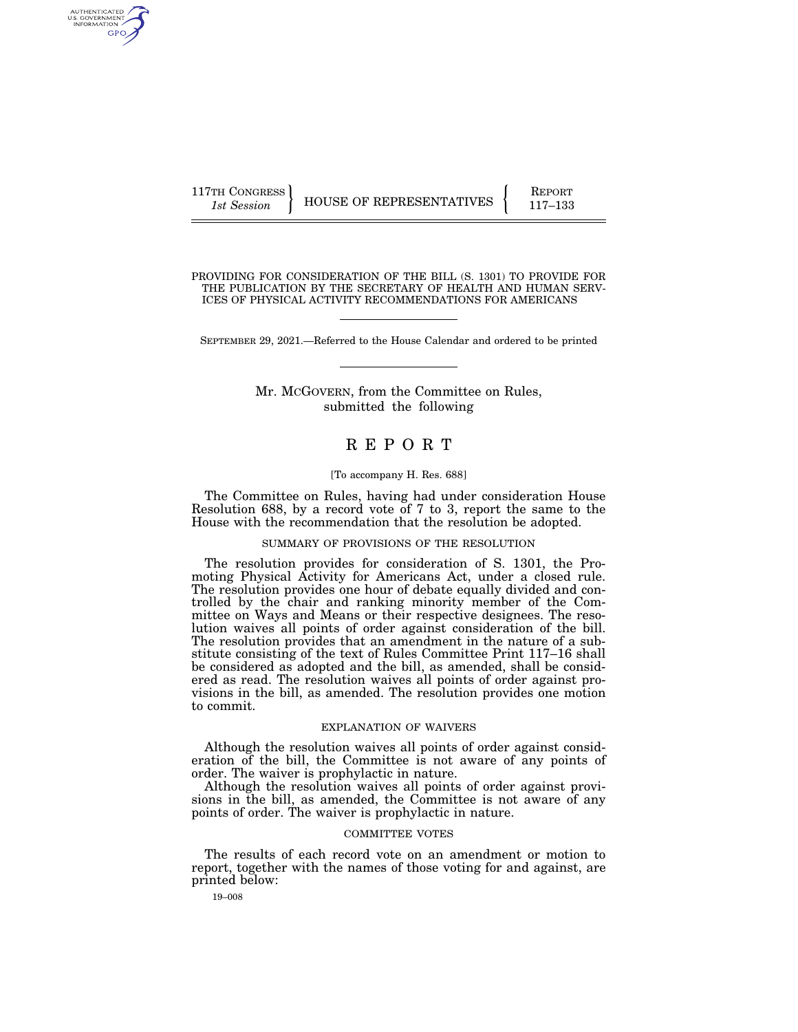117TH CONGRESS
*1st Session*

HOUSE OF REPRESENTATIVES

REPORT
117–133

# PROVIDING FOR CONSIDERATION OF THE BILL (S. 1301) TO PROVIDE FOR THE PUBLICATION BY THE SECRETARY OF HEALTH AND HUMAN SERVICES OF PHYSICAL ACTIVITY RECOMMENDATIONS FOR AMERICANS

SEPTEMBER 29, 2021.—Referred to the House Calendar and ordered to be printed

Mr. MCGOVERN, from the Committee on Rules, submitted the following

# REPORT

[To accompany H. Res. 688]

The Committee on Rules, having had under consideration House Resolution 688, by a record vote of 7 to 3, report the same to the House with the recommendation that the resolution be adopted.

## SUMMARY OF PROVISIONS OF THE RESOLUTION

The resolution provides for consideration of S. 1301, the Promoting Physical Activity for Americans Act, under a closed rule. The resolution provides one hour of debate equally divided and controlled by the chair and ranking minority member of the Committee on Ways and Means or their respective designees. The resolution waives all points of order against consideration of the bill. The resolution provides that an amendment in the nature of a substitute consisting of the text of Rules Committee Print 117–16 shall be considered as adopted and the bill, as amended, shall be considered as read. The resolution waives all points of order against provisions in the bill, as amended. The resolution provides one motion to commit.

## EXPLANATION OF WAIVERS

Although the resolution waives all points of order against consideration of the bill, the Committee is not aware of any points of order. The waiver is prophylactic in nature.

Although the resolution waives all points of order against provisions in the bill, as amended, the Committee is not aware of any points of order. The waiver is prophylactic in nature.

## COMMITTEE VOTES

The results of each record vote on an amendment or motion to report, together with the names of those voting for and against, are printed below:

19–008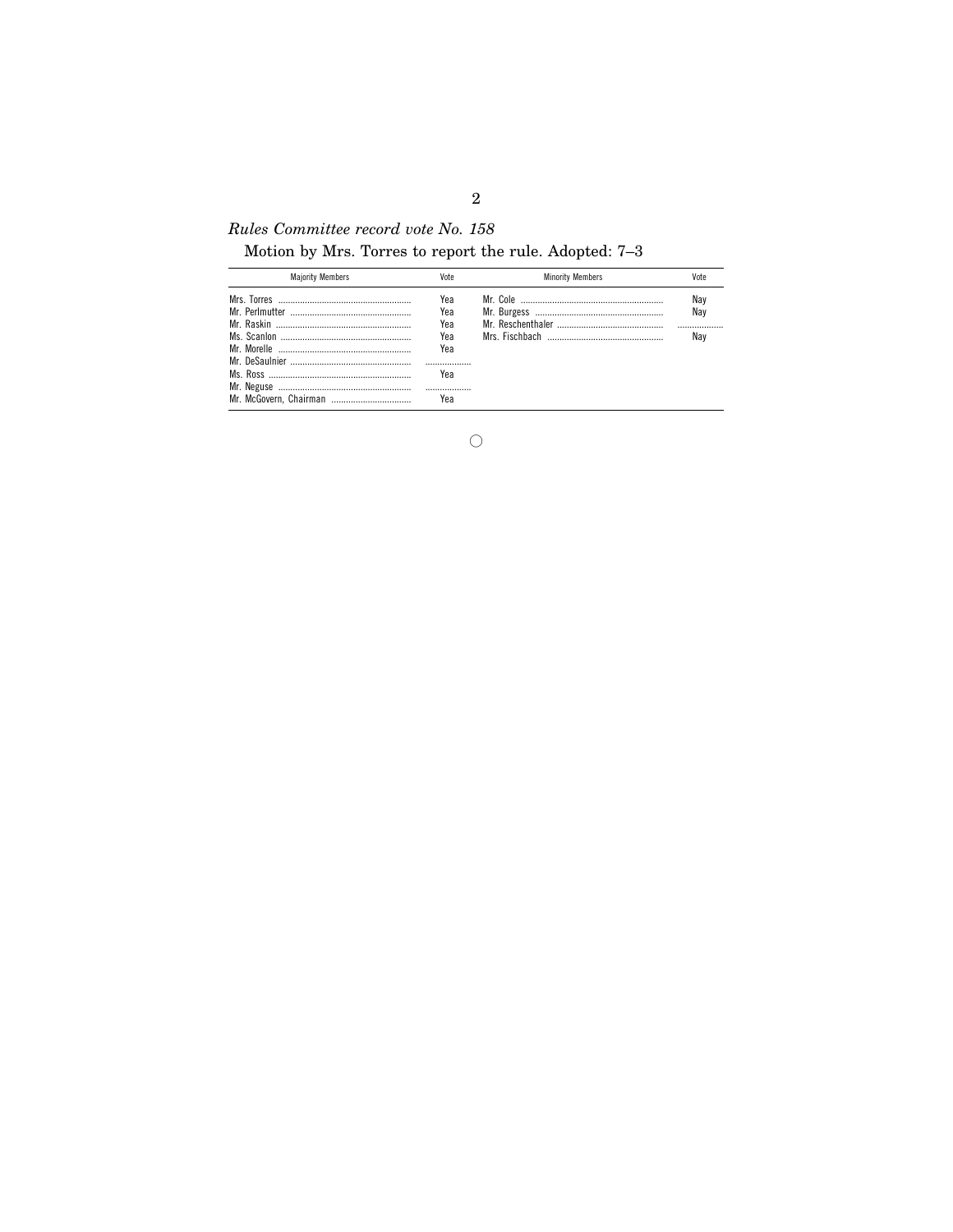*Rules Committee record vote No. 158*

Motion by Mrs. Torres to report the rule. Adopted: 7–3

| Majority Members | Vote | Minority Members | Vote |
|---|---|---|---|
| Mrs. Torres | Yea | Mr. Cole | Nay |
| Mr. Perlmutter | Yea | Mr. Burgess | Nay |
| Mr. Raskin | Yea | Mr. Reschenthaler | |
| Ms. Scanlon | Yea | Mrs. Fischbach | Nay |
| Mr. Morelle | Yea | | |
| Mr. DeSaulnier | | | |
| Ms. Ross | Yea | | |
| Mr. Neguse | | | |
| Mr. McGovern, Chairman | Yea | | |